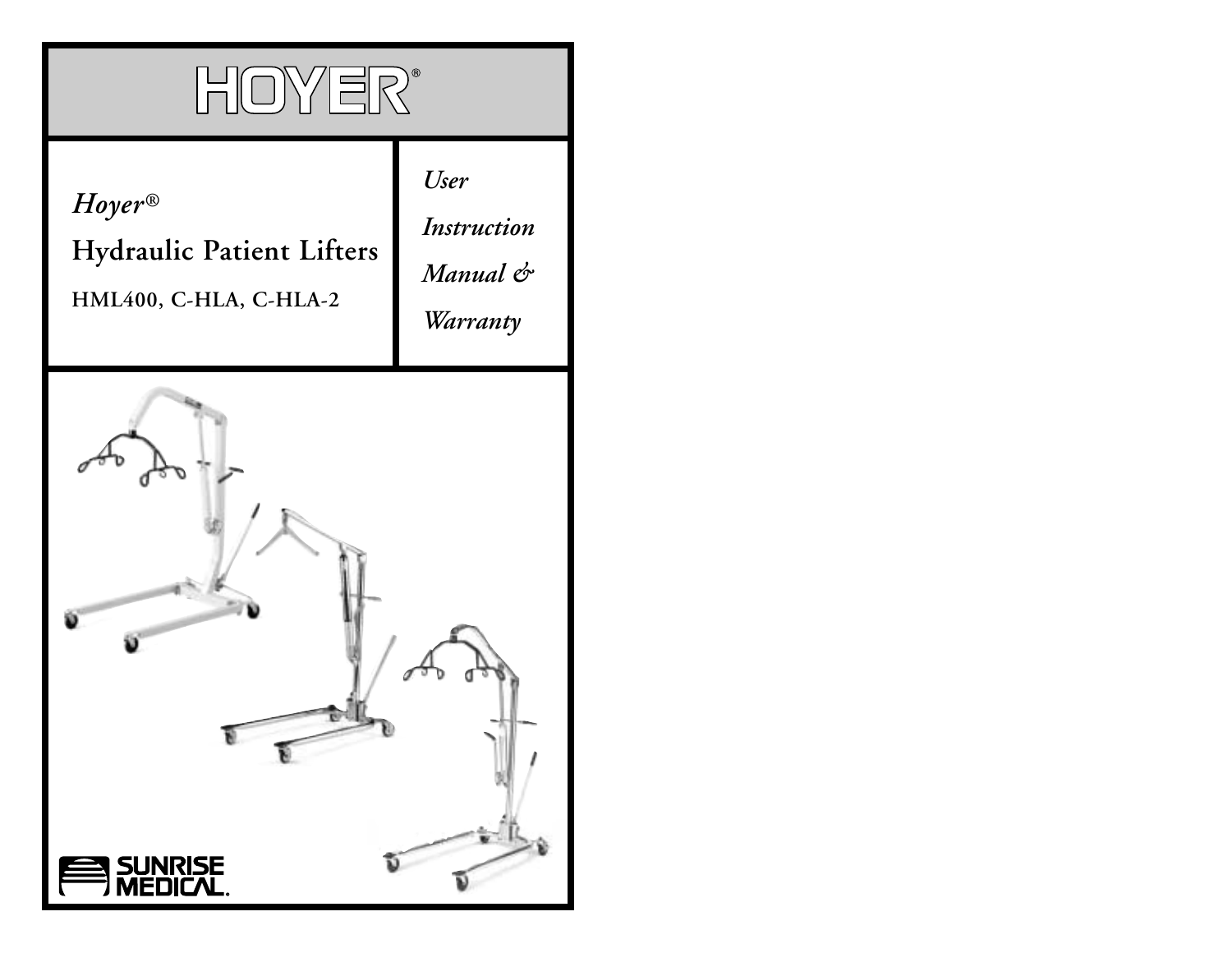# HOYER®

*Hoyer®*

**Hydraulic Patient Lifters**

**HML400, C-HLA, C-HLA-2**

*User Instruction Manual & Warranty*

SUNRISE MEDICAL.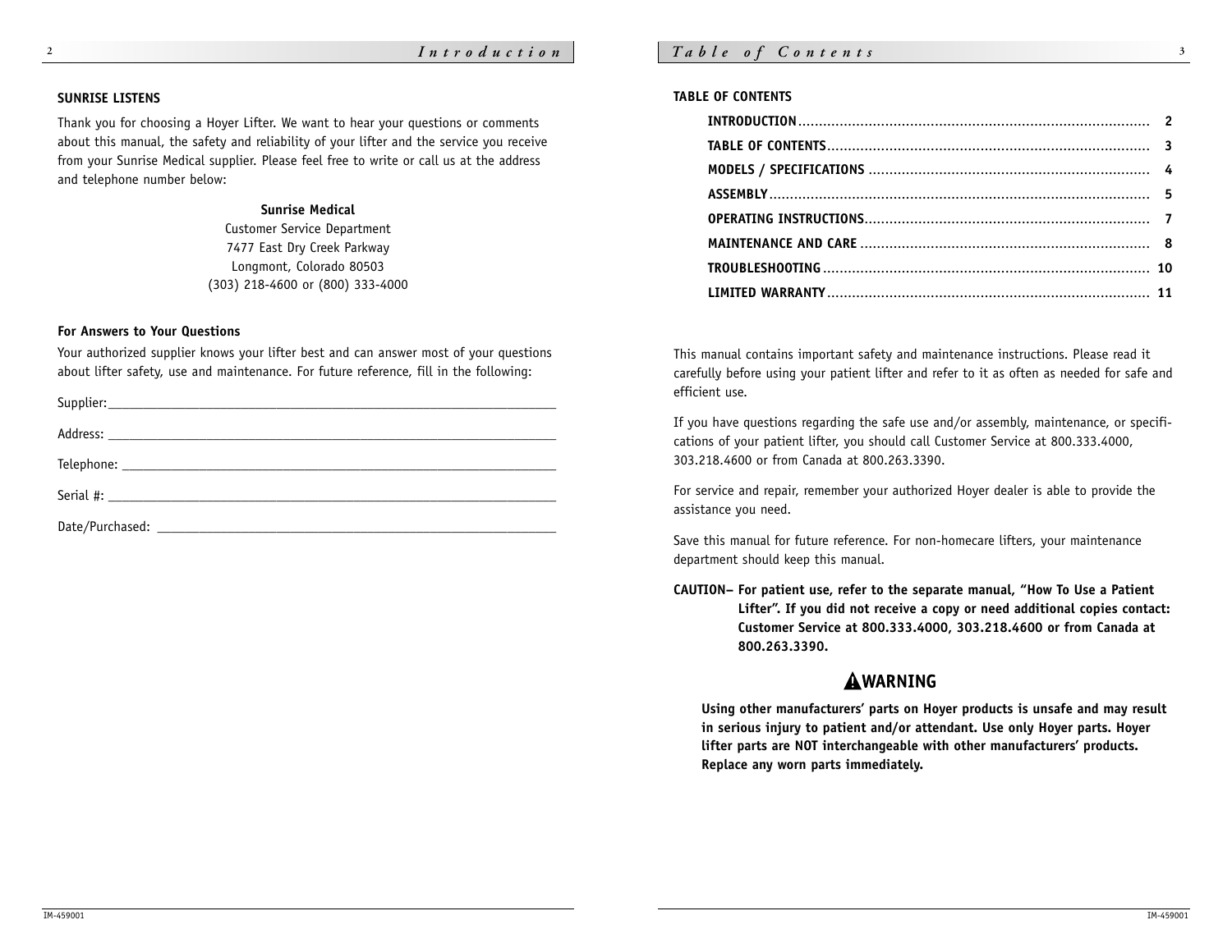## SUNRISE LISTENS

Thank you for choosing a Hoyer Lifter. We want to hear your questions or comments about this manual, the safety and reliability of your lifter and the service you receive from your Sunrise Medical supplier. Please feel free to write or call us at the address and telephone number below:

**Sunrise Medical**
Customer Service Department
7477 East Dry Creek Parkway
Longmont, Colorado 80503
(303) 218-4600 or (800) 333-4000

### For Answers to Your Questions

Your authorized supplier knows your lifter best and can answer most of your questions about lifter safety, use and maintenance. For future reference, fill in the following:

Supplier:_______________________________________________

Address: _______________________________________________

Telephone: _____________________________________________

Serial #: _______________________________________________

Date/Purchased: _________________________________________

## TABLE OF CONTENTS

| | |
|---|---|
| **INTRODUCTION** | **2** |
| **TABLE OF CONTENTS** | **3** |
| **MODELS / SPECIFICATIONS** | **4** |
| **ASSEMBLY** | **5** |
| **OPERATING INSTRUCTIONS** | **7** |
| **MAINTENANCE AND CARE** | **8** |
| **TROUBLESHOOTING** | **10** |
| **LIMITED WARRANTY** | **11** |

This manual contains important safety and maintenance instructions. Please read it carefully before using your patient lifter and refer to it as often as needed for safe and efficient use.

If you have questions regarding the safe use and/or assembly, maintenance, or specifications of your patient lifter, you should call Customer Service at 800.333.4000, 303.218.4600 or from Canada at 800.263.3390.

For service and repair, remember your authorized Hoyer dealer is able to provide the assistance you need.

Save this manual for future reference. For non-homecare lifters, your maintenance department should keep this manual.

**CAUTION– For patient use, refer to the separate manual, "How To Use a Patient Lifter". If you did not receive a copy or need additional copies contact: Customer Service at 800.333.4000, 303.218.4600 or from Canada at 800.263.3390.**

### ⚠WARNING

**Using other manufacturers' parts on Hoyer products is unsafe and may result in serious injury to patient and/or attendant. Use only Hoyer parts. Hoyer lifter parts are NOT interchangeable with other manufacturers' products. Replace any worn parts immediately.**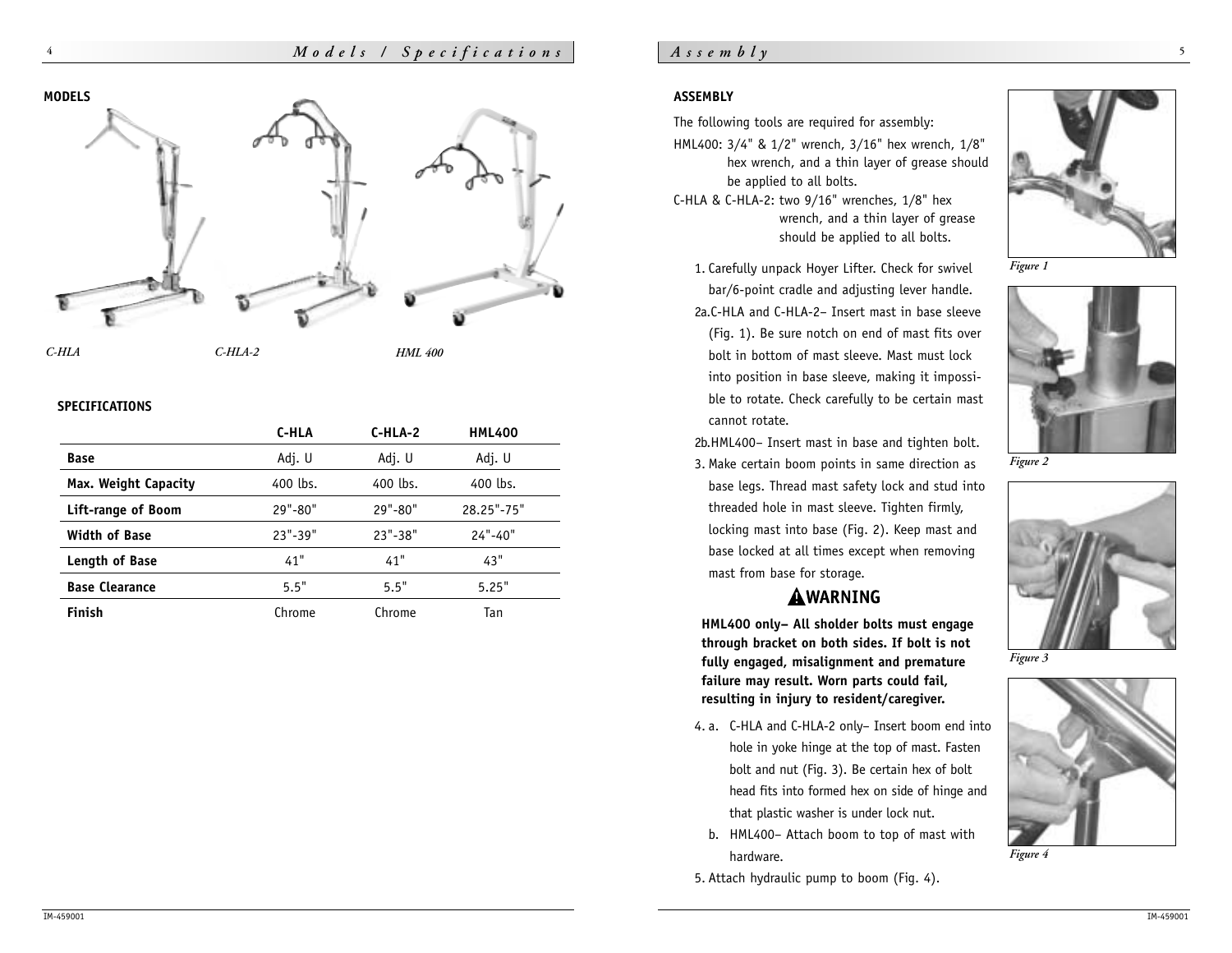## MODELS

*C-HLA* *C-HLA-2* *HML 400*

### SPECIFICATIONS

| | C-HLA | C-HLA-2 | HML400 |
|---|---|---|---|
| **Base** | Adj. U | Adj. U | Adj. U |
| **Max. Weight Capacity** | 400 lbs. | 400 lbs. | 400 lbs. |
| **Lift-range of Boom** | 29"-80" | 29"-80" | 28.25"-75" |
| **Width of Base** | 23"-39" | 23"-38" | 24"-40" |
| **Length of Base** | 41" | 41" | 43" |
| **Base Clearance** | 5.5" | 5.5" | 5.25" |
| **Finish** | Chrome | Chrome | Tan |

## ASSEMBLY

The following tools are required for assembly:

HML400: 3/4" & 1/2" wrench, 3/16" hex wrench, 1/8" hex wrench, and a thin layer of grease should be applied to all bolts.

C-HLA & C-HLA-2: two 9/16" wrenches, 1/8" hex wrench, and a thin layer of grease should be applied to all bolts.

1. Carefully unpack Hoyer Lifter. Check for swivel bar/6-point cradle and adjusting lever handle.

2a. C-HLA and C-HLA-2– Insert mast in base sleeve (Fig. 1). Be sure notch on end of mast fits over bolt in bottom of mast sleeve. Mast must lock into position in base sleeve, making it impossible to rotate. Check carefully to be certain mast cannot rotate.

2b. HML400– Insert mast in base and tighten bolt.

3. Make certain boom points in same direction as base legs. Thread mast safety lock and stud into threaded hole in mast sleeve. Tighten firmly, locking mast into base (Fig. 2). Keep mast and base locked at all times except when removing mast from base for storage.

### ⚠WARNING

**HML400 only– All sholder bolts must engage through bracket on both sides. If bolt is not fully engaged, misalignment and premature failure may result. Worn parts could fail, resulting in injury to resident/caregiver.**

4. a. C-HLA and C-HLA-2 only– Insert boom end into hole in yoke hinge at the top of mast. Fasten bolt and nut (Fig. 3). Be certain hex of bolt head fits into formed hex on side of hinge and that plastic washer is under lock nut.

   b. HML400– Attach boom to top of mast with hardware.

5. Attach hydraulic pump to boom (Fig. 4).

*Figure 1*

*Figure 2*

*Figure 3*

*Figure 4*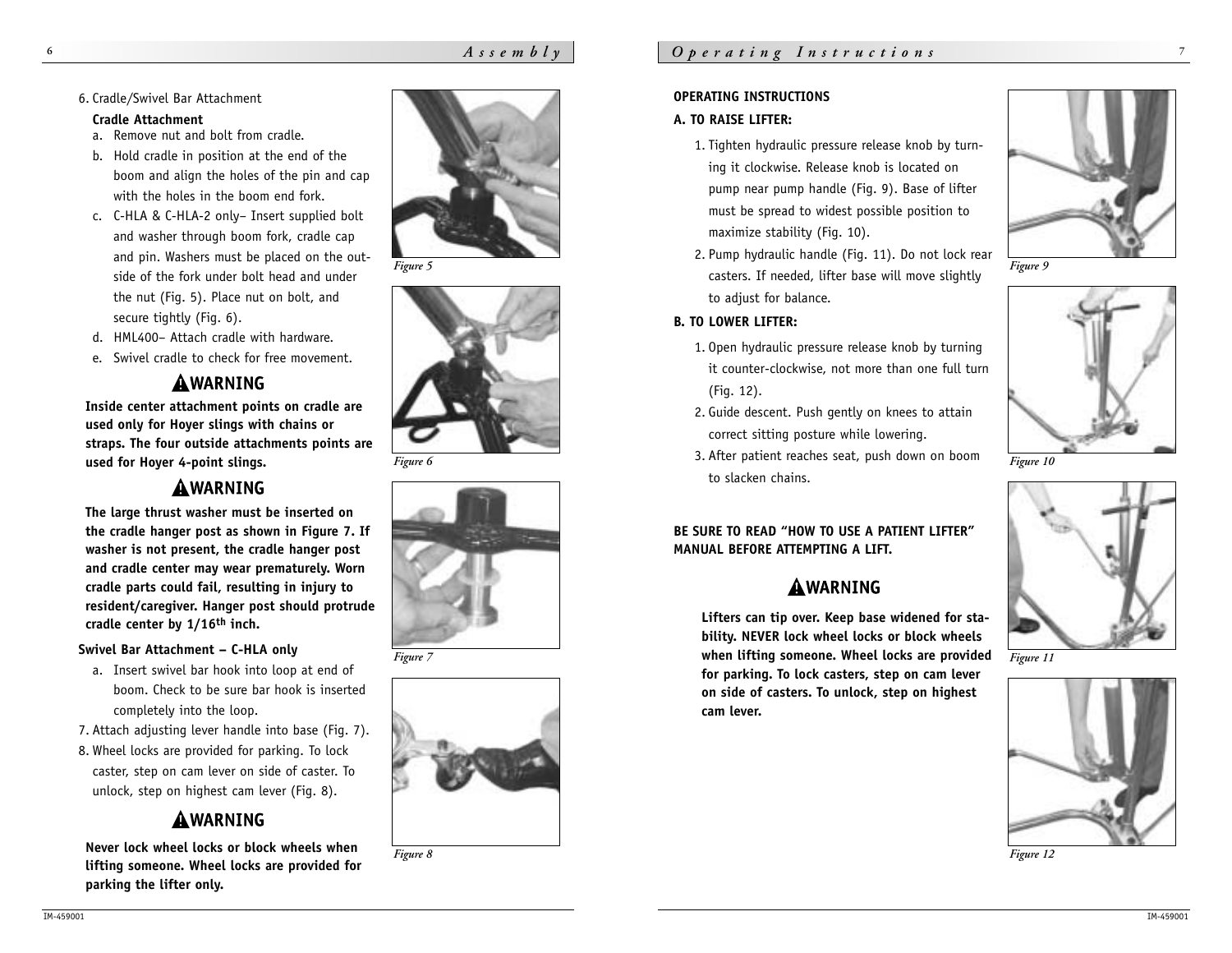6. Cradle/Swivel Bar Attachment

**Cradle Attachment**

a. Remove nut and bolt from cradle.

b. Hold cradle in position at the end of the boom and align the holes of the pin and cap with the holes in the boom end fork.

c. C-HLA & C-HLA-2 only– Insert supplied bolt and washer through boom fork, cradle cap and pin. Washers must be placed on the outside of the fork under bolt head and under the nut (Fig. 5). Place nut on bolt, and secure tightly (Fig. 6).

d. HML400– Attach cradle with hardware.

e. Swivel cradle to check for free movement.

## ⚠WARNING

**Inside center attachment points on cradle are used only for Hoyer slings with chains or straps. The four outside attachments points are used for Hoyer 4-point slings.**

## ⚠WARNING

**The large thrust washer must be inserted on the cradle hanger post as shown in Figure 7. If washer is not present, the cradle hanger post and cradle center may wear prematurely. Worn cradle parts could fail, resulting in injury to resident/caregiver. Hanger post should protrude cradle center by 1/16th inch.**

**Swivel Bar Attachment – C-HLA only**

a. Insert swivel bar hook into loop at end of boom. Check to be sure bar hook is inserted completely into the loop.

7. Attach adjusting lever handle into base (Fig. 7).

8. Wheel locks are provided for parking. To lock caster, step on cam lever on side of caster. To unlock, step on highest cam lever (Fig. 8).

## ⚠WARNING

**Never lock wheel locks or block wheels when lifting someone. Wheel locks are provided for parking the lifter only.**

*Figure 5*

*Figure 6*

*Figure 7*

*Figure 8*

**OPERATING INSTRUCTIONS**

**A. TO RAISE LIFTER:**

1. Tighten hydraulic pressure release knob by turning it clockwise. Release knob is located on pump near pump handle (Fig. 9). Base of lifter must be spread to widest possible position to maximize stability (Fig. 10).
2. Pump hydraulic handle (Fig. 11). Do not lock rear casters. If needed, lifter base will move slightly to adjust for balance.

**B. TO LOWER LIFTER:**

1. Open hydraulic pressure release knob by turning it counter-clockwise, not more than one full turn (Fig. 12).
2. Guide descent. Push gently on knees to attain correct sitting posture while lowering.
3. After patient reaches seat, push down on boom to slacken chains.

**BE SURE TO READ "HOW TO USE A PATIENT LIFTER" MANUAL BEFORE ATTEMPTING A LIFT.**

## ⚠WARNING

**Lifters can tip over. Keep base widened for stability. NEVER lock wheel locks or block wheels when lifting someone. Wheel locks are provided for parking. To lock casters, step on cam lever on side of casters. To unlock, step on highest cam lever.**

*Figure 9*

*Figure 10*

*Figure 11*

*Figure 12*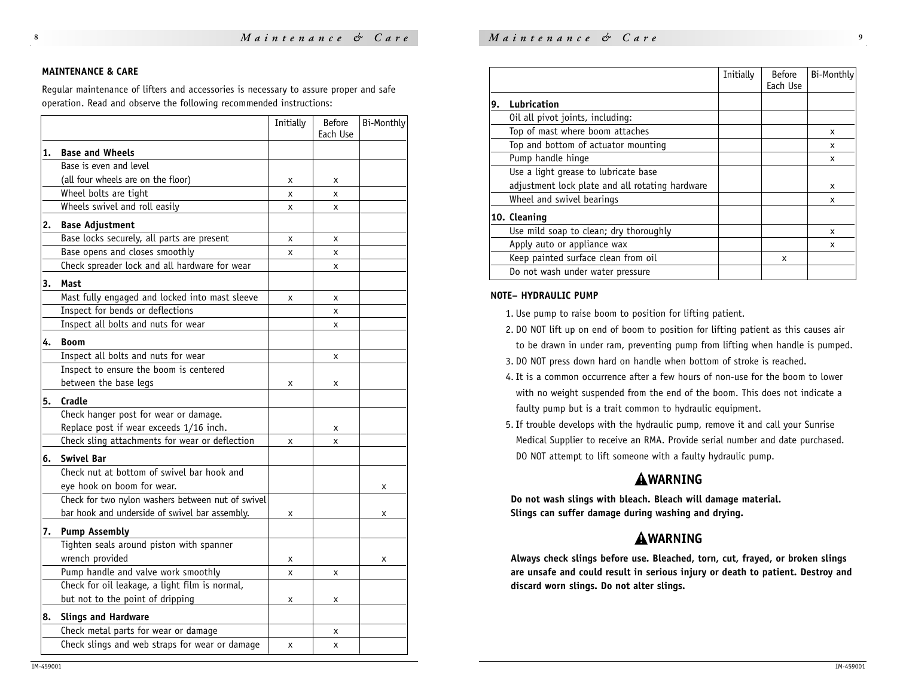**MAINTENANCE & CARE**

Regular maintenance of lifters and accessories is necessary to assure proper and safe operation. Read and observe the following recommended instructions:

| | Initially | Before Each Use | Bi-Monthly |
|---|---|---|---|
| **1. Base and Wheels** | | | |
| Base is even and level (all four wheels are on the floor) | x | x | |
| Wheel bolts are tight | x | x | |
| Wheels swivel and roll easily | x | x | |
| **2. Base Adjustment** | | | |
| Base locks securely, all parts are present | x | x | |
| Base opens and closes smoothly | x | x | |
| Check spreader lock and all hardware for wear | | x | |
| **3. Mast** | | | |
| Mast fully engaged and locked into mast sleeve | x | x | |
| Inspect for bends or deflections | | x | |
| Inspect all bolts and nuts for wear | | x | |
| **4. Boom** | | | |
| Inspect all bolts and nuts for wear | | x | |
| Inspect to ensure the boom is centered between the base legs | x | x | |
| **5. Cradle** | | | |
| Check hanger post for wear or damage. Replace post if wear exceeds 1/16 inch. | | x | |
| Check sling attachments for wear or deflection | x | x | |
| **6. Swivel Bar** | | | |
| Check nut at bottom of swivel bar hook and eye hook on boom for wear. | | | x |
| Check for two nylon washers between nut of swivel bar hook and underside of swivel bar assembly. | x | | x |
| **7. Pump Assembly** | | | |
| Tighten seals around piston with spanner wrench provided | x | | x |
| Pump handle and valve work smoothly | x | x | |
| Check for oil leakage, a light film is normal, but not to the point of dripping | x | x | |
| **8. Slings and Hardware** | | | |
| Check metal parts for wear or damage | | x | |
| Check slings and web straps for wear or damage | x | x | |
| **9. Lubrication** | | | |
| Oil all pivot joints, including: | | | |
| Top of mast where boom attaches | | | x |
| Top and bottom of actuator mounting | | | x |
| Pump handle hinge | | | x |
| Use a light grease to lubricate base adjustment lock plate and all rotating hardware | | | x |
| Wheel and swivel bearings | | | x |
| **10. Cleaning** | | | |
| Use mild soap to clean; dry thoroughly | | | x |
| Apply auto or appliance wax | | | x |
| Keep painted surface clean from oil | | x | |
| Do not wash under water pressure | | | |

**NOTE– HYDRAULIC PUMP**

1. Use pump to raise boom to position for lifting patient.
2. DO NOT lift up on end of boom to position for lifting patient as this causes air to be drawn in under ram, preventing pump from lifting when handle is pumped.
3. DO NOT press down hard on handle when bottom of stroke is reached.
4. It is a common occurrence after a few hours of non-use for the boom to lower with no weight suspended from the end of the boom. This does not indicate a faulty pump but is a trait common to hydraulic equipment.
5. If trouble develops with the hydraulic pump, remove it and call your Sunrise Medical Supplier to receive an RMA. Provide serial number and date purchased. DO NOT attempt to lift someone with a faulty hydraulic pump.

### ⚠WARNING

**Do not wash slings with bleach. Bleach will damage material. Slings can suffer damage during washing and drying.**

### ⚠WARNING

**Always check slings before use. Bleached, torn, cut, frayed, or broken slings are unsafe and could result in serious injury or death to patient. Destroy and discard worn slings. Do not alter slings.**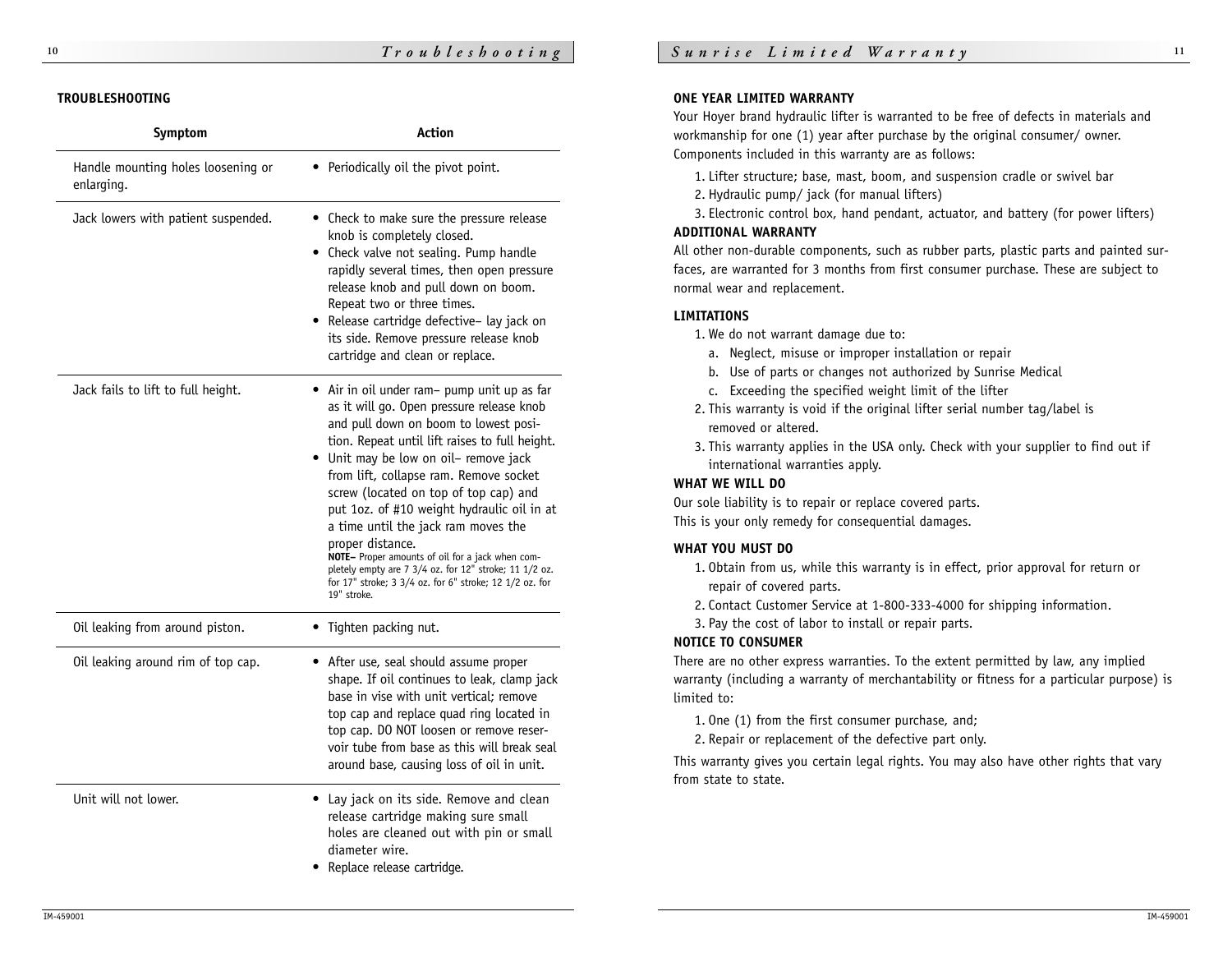## TROUBLESHOOTING

| Symptom | Action |
|---|---|
| Handle mounting holes loosening or enlarging. | • Periodically oil the pivot point. |
| Jack lowers with patient suspended. | • Check to make sure the pressure release knob is completely closed.<br>• Check valve not sealing. Pump handle rapidly several times, then open pressure release knob and pull down on boom. Repeat two or three times.<br>• Release cartridge defective– lay jack on its side. Remove pressure release knob cartridge and clean or replace. |
| Jack fails to lift to full height. | • Air in oil under ram– pump unit up as far as it will go. Open pressure release knob and pull down on boom to lowest position. Repeat until lift raises to full height.<br>• Unit may be low on oil– remove jack from lift, collapse ram. Remove socket screw (located on top of top cap) and put 1oz. of #10 weight hydraulic oil in at a time until the jack ram moves the proper distance.<br>**NOTE–** Proper amounts of oil for a jack when completely empty are 7 3/4 oz. for 12" stroke; 11 1/2 oz. for 17" stroke; 3 3/4 oz. for 6" stroke; 12 1/2 oz. for 19" stroke. |
| Oil leaking from around piston. | • Tighten packing nut. |
| Oil leaking around rim of top cap. | • After use, seal should assume proper shape. If oil continues to leak, clamp jack base in vise with unit vertical; remove top cap and replace quad ring located in top cap. DO NOT loosen or remove reservoir tube from base as this will break seal around base, causing loss of oil in unit. |
| Unit will not lower. | • Lay jack on its side. Remove and clean release cartridge making sure small holes are cleaned out with pin or small diameter wire.<br>• Replace release cartridge. |

## Sunrise Limited Warranty

### ONE YEAR LIMITED WARRANTY

Your Hoyer brand hydraulic lifter is warranted to be free of defects in materials and workmanship for one (1) year after purchase by the original consumer/ owner. Components included in this warranty are as follows:

1. Lifter structure; base, mast, boom, and suspension cradle or swivel bar
2. Hydraulic pump/ jack (for manual lifters)
3. Electronic control box, hand pendant, actuator, and battery (for power lifters)

### ADDITIONAL WARRANTY

All other non-durable components, such as rubber parts, plastic parts and painted surfaces, are warranted for 3 months from first consumer purchase. These are subject to normal wear and replacement.

### LIMITATIONS

1. We do not warrant damage due to:
   a. Neglect, misuse or improper installation or repair
   b. Use of parts or changes not authorized by Sunrise Medical
   c. Exceeding the specified weight limit of the lifter
2. This warranty is void if the original lifter serial number tag/label is removed or altered.
3. This warranty applies in the USA only. Check with your supplier to find out if international warranties apply.

### WHAT WE WILL DO

Our sole liability is to repair or replace covered parts.
This is your only remedy for consequential damages.

### WHAT YOU MUST DO

1. Obtain from us, while this warranty is in effect, prior approval for return or repair of covered parts.
2. Contact Customer Service at 1-800-333-4000 for shipping information.
3. Pay the cost of labor to install or repair parts.

### NOTICE TO CONSUMER

There are no other express warranties. To the extent permitted by law, any implied warranty (including a warranty of merchantability or fitness for a particular purpose) is limited to:

1. One (1) from the first consumer purchase, and;
2. Repair or replacement of the defective part only.

This warranty gives you certain legal rights. You may also have other rights that vary from state to state.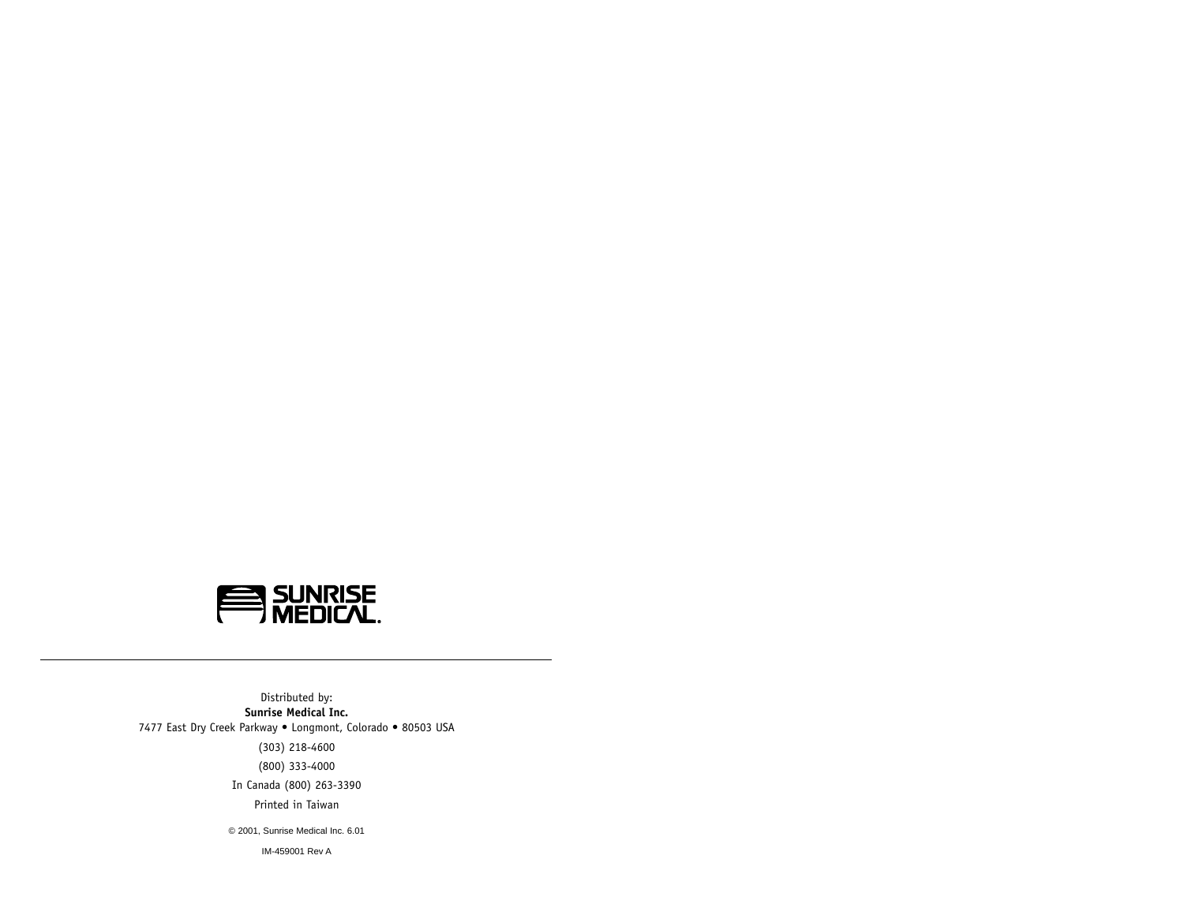SUNRISE MEDICAL.

---

Distributed by:

**Sunrise Medical Inc.**

7477 East Dry Creek Parkway • Longmont, Colorado • 80503 USA

(303) 218-4600

(800) 333-4000

In Canada (800) 263-3390

Printed in Taiwan

© 2001, Sunrise Medical Inc. 6.01

IM-459001 Rev A